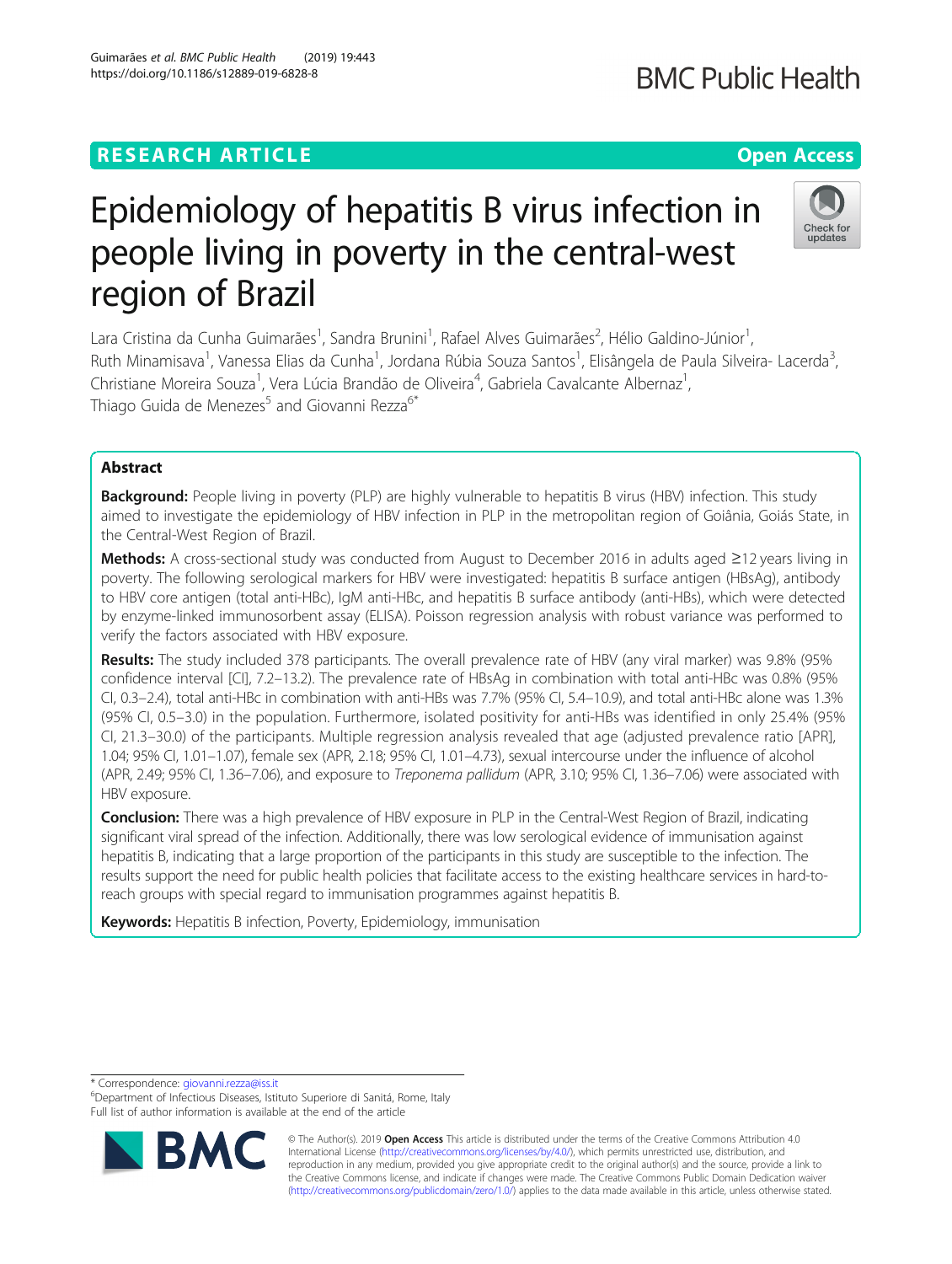RESEARCH ARTICLE

Open Access

# Epidemiology of hepatitis B virus infection in people living in poverty in the central-west region of Brazil

Lara Cristina da Cunha Guimarães[1], Sandra Brunini[1], Rafael Alves Guimarães[2], Hélio Galdino-Júnior[1], Ruth Minamisava[1], Vanessa Elias da Cunha[1], Jordana Rúbia Souza Santos[1], Elisângela de Paula Silveira- Lacerda[3], Christiane Moreira Souza[1], Vera Lúcia Brandão de Oliveira[4], Gabriela Cavalcante Albernaz[1], Thiago Guida de Menezes[5] and Giovanni Rezza[6*]

## Abstract

**Background:** People living in poverty (PLP) are highly vulnerable to hepatitis B virus (HBV) infection. This study aimed to investigate the epidemiology of HBV infection in PLP in the metropolitan region of Goiânia, Goiás State, in the Central-West Region of Brazil.

**Methods:** A cross-sectional study was conducted from August to December 2016 in adults aged ≥12 years living in poverty. The following serological markers for HBV were investigated: hepatitis B surface antigen (HBsAg), antibody to HBV core antigen (total anti-HBc), IgM anti-HBc, and hepatitis B surface antibody (anti-HBs), which were detected by enzyme-linked immunosorbent assay (ELISA). Poisson regression analysis with robust variance was performed to verify the factors associated with HBV exposure.

**Results:** The study included 378 participants. The overall prevalence rate of HBV (any viral marker) was 9.8% (95% confidence interval [CI], 7.2–13.2). The prevalence rate of HBsAg in combination with total anti-HBc was 0.8% (95% CI, 0.3–2.4), total anti-HBc in combination with anti-HBs was 7.7% (95% CI, 5.4–10.9), and total anti-HBc alone was 1.3% (95% CI, 0.5–3.0) in the population. Furthermore, isolated positivity for anti-HBs was identified in only 25.4% (95% CI, 21.3–30.0) of the participants. Multiple regression analysis revealed that age (adjusted prevalence ratio [APR], 1.04; 95% CI, 1.01–1.07), female sex (APR, 2.18; 95% CI, 1.01–4.73), sexual intercourse under the influence of alcohol (APR, 2.49; 95% CI, 1.36–7.06), and exposure to *Treponema pallidum* (APR, 3.10; 95% CI, 1.36–7.06) were associated with HBV exposure.

**Conclusion:** There was a high prevalence of HBV exposure in PLP in the Central-West Region of Brazil, indicating significant viral spread of the infection. Additionally, there was low serological evidence of immunisation against hepatitis B, indicating that a large proportion of the participants in this study are susceptible to the infection. The results support the need for public health policies that facilitate access to the existing healthcare services in hard-to-reach groups with special regard to immunisation programmes against hepatitis B.

**Keywords:** Hepatitis B infection, Poverty, Epidemiology, immunisation

\* Correspondence: giovanni.rezza@iss.it

[6]Department of Infectious Diseases, Istituto Superiore di Sanitá, Rome, Italy

Full list of author information is available at the end of the article

© The Author(s). 2019 **Open Access** This article is distributed under the terms of the Creative Commons Attribution 4.0 International License (http://creativecommons.org/licenses/by/4.0/), which permits unrestricted use, distribution, and reproduction in any medium, provided you give appropriate credit to the original author(s) and the source, provide a link to the Creative Commons license, and indicate if changes were made. The Creative Commons Public Domain Dedication waiver (http://creativecommons.org/publicdomain/zero/1.0/) applies to the data made available in this article, unless otherwise stated.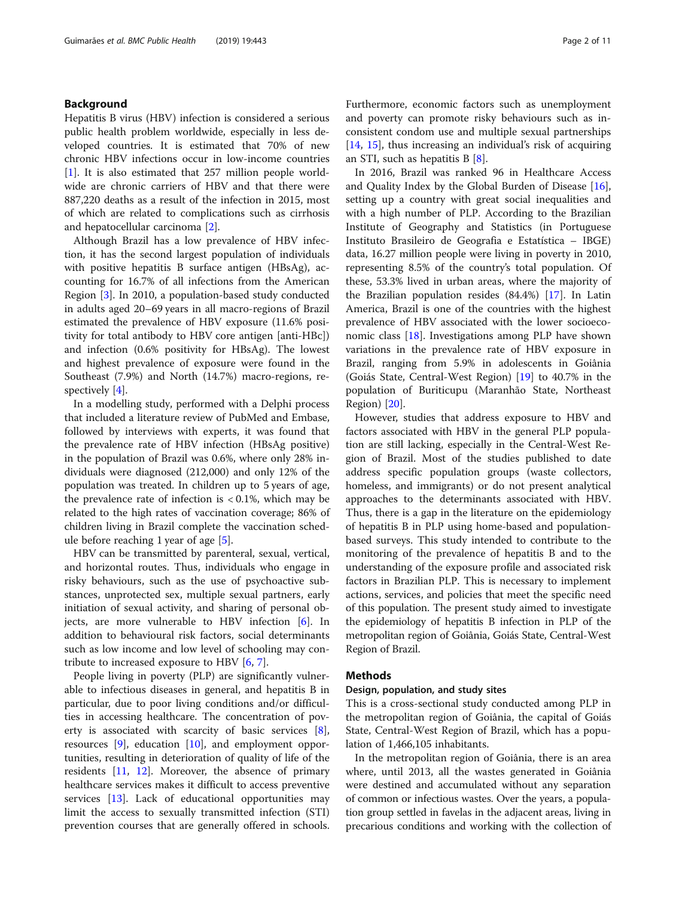## Background

Hepatitis B virus (HBV) infection is considered a serious public health problem worldwide, especially in less developed countries. It is estimated that 70% of new chronic HBV infections occur in low-income countries [1]. It is also estimated that 257 million people worldwide are chronic carriers of HBV and that there were 887,220 deaths as a result of the infection in 2015, most of which are related to complications such as cirrhosis and hepatocellular carcinoma [2].

Although Brazil has a low prevalence of HBV infection, it has the second largest population of individuals with positive hepatitis B surface antigen (HBsAg), accounting for 16.7% of all infections from the American Region [3]. In 2010, a population-based study conducted in adults aged 20–69 years in all macro-regions of Brazil estimated the prevalence of HBV exposure (11.6% positivity for total antibody to HBV core antigen [anti-HBc]) and infection (0.6% positivity for HBsAg). The lowest and highest prevalence of exposure were found in the Southeast (7.9%) and North (14.7%) macro-regions, respectively [4].

In a modelling study, performed with a Delphi process that included a literature review of PubMed and Embase, followed by interviews with experts, it was found that the prevalence rate of HBV infection (HBsAg positive) in the population of Brazil was 0.6%, where only 28% individuals were diagnosed (212,000) and only 12% of the population was treated. In children up to 5 years of age, the prevalence rate of infection is < 0.1%, which may be related to the high rates of vaccination coverage; 86% of children living in Brazil complete the vaccination schedule before reaching 1 year of age [5].

HBV can be transmitted by parenteral, sexual, vertical, and horizontal routes. Thus, individuals who engage in risky behaviours, such as the use of psychoactive substances, unprotected sex, multiple sexual partners, early initiation of sexual activity, and sharing of personal objects, are more vulnerable to HBV infection [6]. In addition to behavioural risk factors, social determinants such as low income and low level of schooling may contribute to increased exposure to HBV [6, 7].

People living in poverty (PLP) are significantly vulnerable to infectious diseases in general, and hepatitis B in particular, due to poor living conditions and/or difficulties in accessing healthcare. The concentration of poverty is associated with scarcity of basic services [8], resources [9], education [10], and employment opportunities, resulting in deterioration of quality of life of the residents [11, 12]. Moreover, the absence of primary healthcare services makes it difficult to access preventive services [13]. Lack of educational opportunities may limit the access to sexually transmitted infection (STI) prevention courses that are generally offered in schools. Furthermore, economic factors such as unemployment and poverty can promote risky behaviours such as inconsistent condom use and multiple sexual partnerships [14, 15], thus increasing an individual's risk of acquiring an STI, such as hepatitis B [8].

In 2016, Brazil was ranked 96 in Healthcare Access and Quality Index by the Global Burden of Disease [16], setting up a country with great social inequalities and with a high number of PLP. According to the Brazilian Institute of Geography and Statistics (in Portuguese Instituto Brasileiro de Geografia e Estatística – IBGE) data, 16.27 million people were living in poverty in 2010, representing 8.5% of the country's total population. Of these, 53.3% lived in urban areas, where the majority of the Brazilian population resides (84.4%) [17]. In Latin America, Brazil is one of the countries with the highest prevalence of HBV associated with the lower socioeconomic class [18]. Investigations among PLP have shown variations in the prevalence rate of HBV exposure in Brazil, ranging from 5.9% in adolescents in Goiânia (Goiás State, Central-West Region) [19] to 40.7% in the population of Buriticupu (Maranhão State, Northeast Region) [20].

However, studies that address exposure to HBV and factors associated with HBV in the general PLP population are still lacking, especially in the Central-West Region of Brazil. Most of the studies published to date address specific population groups (waste collectors, homeless, and immigrants) or do not present analytical approaches to the determinants associated with HBV. Thus, there is a gap in the literature on the epidemiology of hepatitis B in PLP using home-based and population-based surveys. This study intended to contribute to the monitoring of the prevalence of hepatitis B and to the understanding of the exposure profile and associated risk factors in Brazilian PLP. This is necessary to implement actions, services, and policies that meet the specific need of this population. The present study aimed to investigate the epidemiology of hepatitis B infection in PLP of the metropolitan region of Goiânia, Goiás State, Central-West Region of Brazil.

## Methods

### Design, population, and study sites

This is a cross-sectional study conducted among PLP in the metropolitan region of Goiânia, the capital of Goiás State, Central-West Region of Brazil, which has a population of 1,466,105 inhabitants.

In the metropolitan region of Goiânia, there is an area where, until 2013, all the wastes generated in Goiânia were destined and accumulated without any separation of common or infectious wastes. Over the years, a population group settled in favelas in the adjacent areas, living in precarious conditions and working with the collection of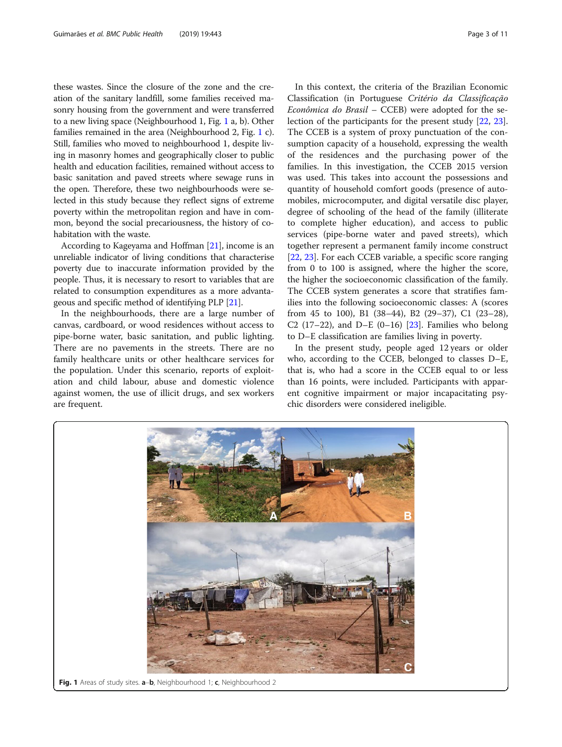these wastes. Since the closure of the zone and the creation of the sanitary landfill, some families received masonry housing from the government and were transferred to a new living space (Neighbourhood 1, Fig. 1 a, b). Other families remained in the area (Neighbourhood 2, Fig. 1 c). Still, families who moved to neighbourhood 1, despite living in masonry homes and geographically closer to public health and education facilities, remained without access to basic sanitation and paved streets where sewage runs in the open. Therefore, these two neighbourhoods were selected in this study because they reflect signs of extreme poverty within the metropolitan region and have in common, beyond the social precariousness, the history of cohabitation with the waste.

According to Kageyama and Hoffman [21], income is an unreliable indicator of living conditions that characterise poverty due to inaccurate information provided by the people. Thus, it is necessary to resort to variables that are related to consumption expenditures as a more advantageous and specific method of identifying PLP [21].

In the neighbourhoods, there are a large number of canvas, cardboard, or wood residences without access to pipe-borne water, basic sanitation, and public lighting. There are no pavements in the streets. There are no family healthcare units or other healthcare services for the population. Under this scenario, reports of exploitation and child labour, abuse and domestic violence against women, the use of illicit drugs, and sex workers are frequent.

In this context, the criteria of the Brazilian Economic Classification (in Portuguese *Critério da Classificação Econômica do Brasil* – CCEB) were adopted for the selection of the participants for the present study [22, 23]. The CCEB is a system of proxy punctuation of the consumption capacity of a household, expressing the wealth of the residences and the purchasing power of the families. In this investigation, the CCEB 2015 version was used. This takes into account the possessions and quantity of household comfort goods (presence of automobiles, microcomputer, and digital versatile disc player, degree of schooling of the head of the family (illiterate to complete higher education), and access to public services (pipe-borne water and paved streets), which together represent a permanent family income construct [22, 23]. For each CCEB variable, a specific score ranging from 0 to 100 is assigned, where the higher the score, the higher the socioeconomic classification of the family. The CCEB system generates a score that stratifies families into the following socioeconomic classes: A (scores from 45 to 100), B1 (38–44), B2 (29–37), C1 (23–28), C2 (17–22), and D–E (0–16) [23]. Families who belong to D–E classification are families living in poverty.

In the present study, people aged 12 years or older who, according to the CCEB, belonged to classes D–E, that is, who had a score in the CCEB equal to or less than 16 points, were included. Participants with apparent cognitive impairment or major incapacitating psychic disorders were considered ineligible.

**Fig. 1** Areas of study sites. **a**–**b**, Neighbourhood 1; **c**, Neighbourhood 2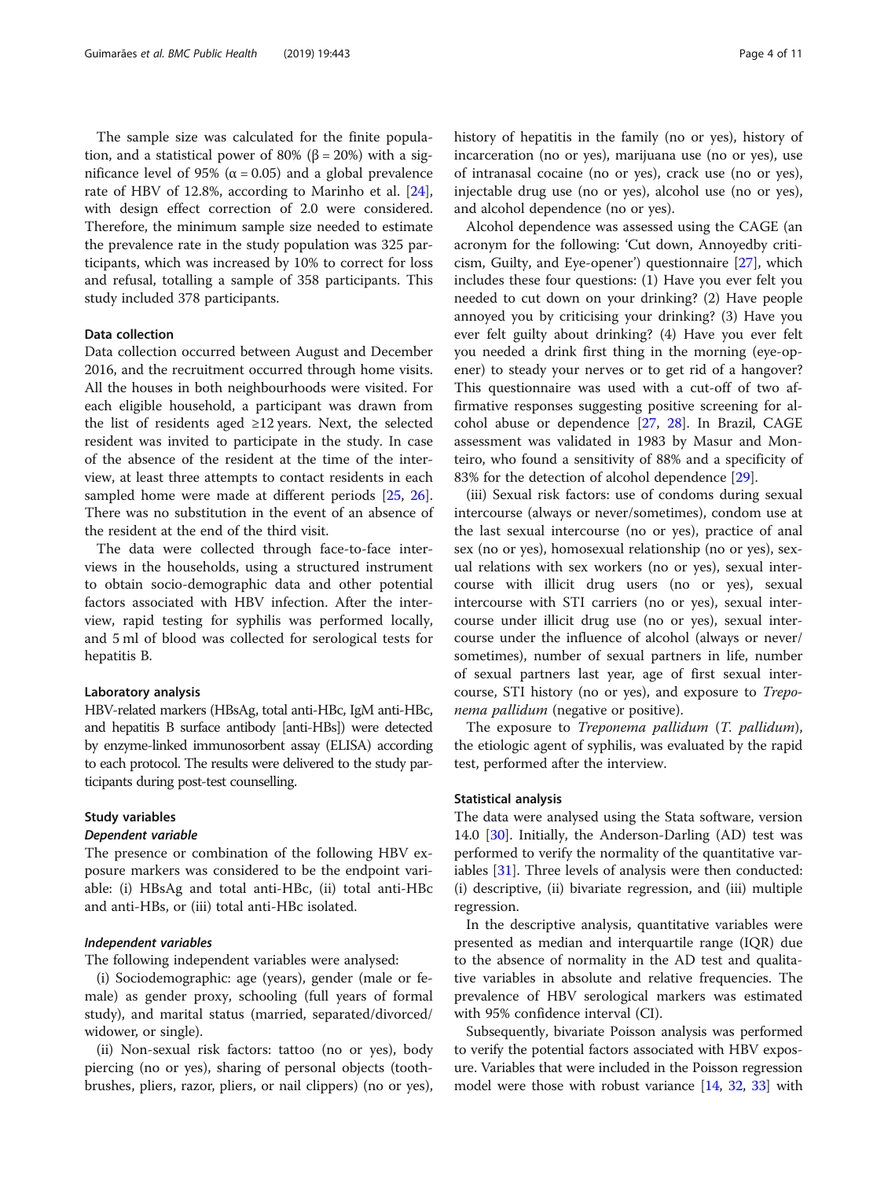The sample size was calculated for the finite population, and a statistical power of 80% (β = 20%) with a significance level of 95% (α = 0.05) and a global prevalence rate of HBV of 12.8%, according to Marinho et al. [24], with design effect correction of 2.0 were considered. Therefore, the minimum sample size needed to estimate the prevalence rate in the study population was 325 participants, which was increased by 10% to correct for loss and refusal, totalling a sample of 358 participants. This study included 378 participants.

### Data collection

Data collection occurred between August and December 2016, and the recruitment occurred through home visits. All the houses in both neighbourhoods were visited. For each eligible household, a participant was drawn from the list of residents aged ≥12 years. Next, the selected resident was invited to participate in the study. In case of the absence of the resident at the time of the interview, at least three attempts to contact residents in each sampled home were made at different periods [25, 26]. There was no substitution in the event of an absence of the resident at the end of the third visit.

The data were collected through face-to-face interviews in the households, using a structured instrument to obtain socio-demographic data and other potential factors associated with HBV infection. After the interview, rapid testing for syphilis was performed locally, and 5 ml of blood was collected for serological tests for hepatitis B.

### Laboratory analysis

HBV-related markers (HBsAg, total anti-HBc, IgM anti-HBc, and hepatitis B surface antibody [anti-HBs]) were detected by enzyme-linked immunosorbent assay (ELISA) according to each protocol. The results were delivered to the study participants during post-test counselling.

### Study variables

#### *Dependent variable*

The presence or combination of the following HBV exposure markers was considered to be the endpoint variable: (i) HBsAg and total anti-HBc, (ii) total anti-HBc and anti-HBs, or (iii) total anti-HBc isolated.

#### *Independent variables*

The following independent variables were analysed:

(i) Sociodemographic: age (years), gender (male or female) as gender proxy, schooling (full years of formal study), and marital status (married, separated/divorced/widower, or single).

(ii) Non-sexual risk factors: tattoo (no or yes), body piercing (no or yes), sharing of personal objects (toothbrushes, pliers, razor, pliers, or nail clippers) (no or yes), history of hepatitis in the family (no or yes), history of incarceration (no or yes), marijuana use (no or yes), use of intranasal cocaine (no or yes), crack use (no or yes), injectable drug use (no or yes), alcohol use (no or yes), and alcohol dependence (no or yes).

Alcohol dependence was assessed using the CAGE (an acronym for the following: 'Cut down, Annoyedby criticism, Guilty, and Eye-opener') questionnaire [27], which includes these four questions: (1) Have you ever felt you needed to cut down on your drinking? (2) Have people annoyed you by criticising your drinking? (3) Have you ever felt guilty about drinking? (4) Have you ever felt you needed a drink first thing in the morning (eye-opener) to steady your nerves or to get rid of a hangover? This questionnaire was used with a cut-off of two affirmative responses suggesting positive screening for alcohol abuse or dependence [27, 28]. In Brazil, CAGE assessment was validated in 1983 by Masur and Monteiro, who found a sensitivity of 88% and a specificity of 83% for the detection of alcohol dependence [29].

(iii) Sexual risk factors: use of condoms during sexual intercourse (always or never/sometimes), condom use at the last sexual intercourse (no or yes), practice of anal sex (no or yes), homosexual relationship (no or yes), sexual relations with sex workers (no or yes), sexual intercourse with illicit drug users (no or yes), sexual intercourse with STI carriers (no or yes), sexual intercourse under illicit drug use (no or yes), sexual intercourse under the influence of alcohol (always or never/sometimes), number of sexual partners in life, number of sexual partners last year, age of first sexual intercourse, STI history (no or yes), and exposure to *Treponema pallidum* (negative or positive).

The exposure to *Treponema pallidum* (*T. pallidum*), the etiologic agent of syphilis, was evaluated by the rapid test, performed after the interview.

### Statistical analysis

The data were analysed using the Stata software, version 14.0 [30]. Initially, the Anderson-Darling (AD) test was performed to verify the normality of the quantitative variables [31]. Three levels of analysis were then conducted: (i) descriptive, (ii) bivariate regression, and (iii) multiple regression.

In the descriptive analysis, quantitative variables were presented as median and interquartile range (IQR) due to the absence of normality in the AD test and qualitative variables in absolute and relative frequencies. The prevalence of HBV serological markers was estimated with 95% confidence interval (CI).

Subsequently, bivariate Poisson analysis was performed to verify the potential factors associated with HBV exposure. Variables that were included in the Poisson regression model were those with robust variance [14, 32, 33] with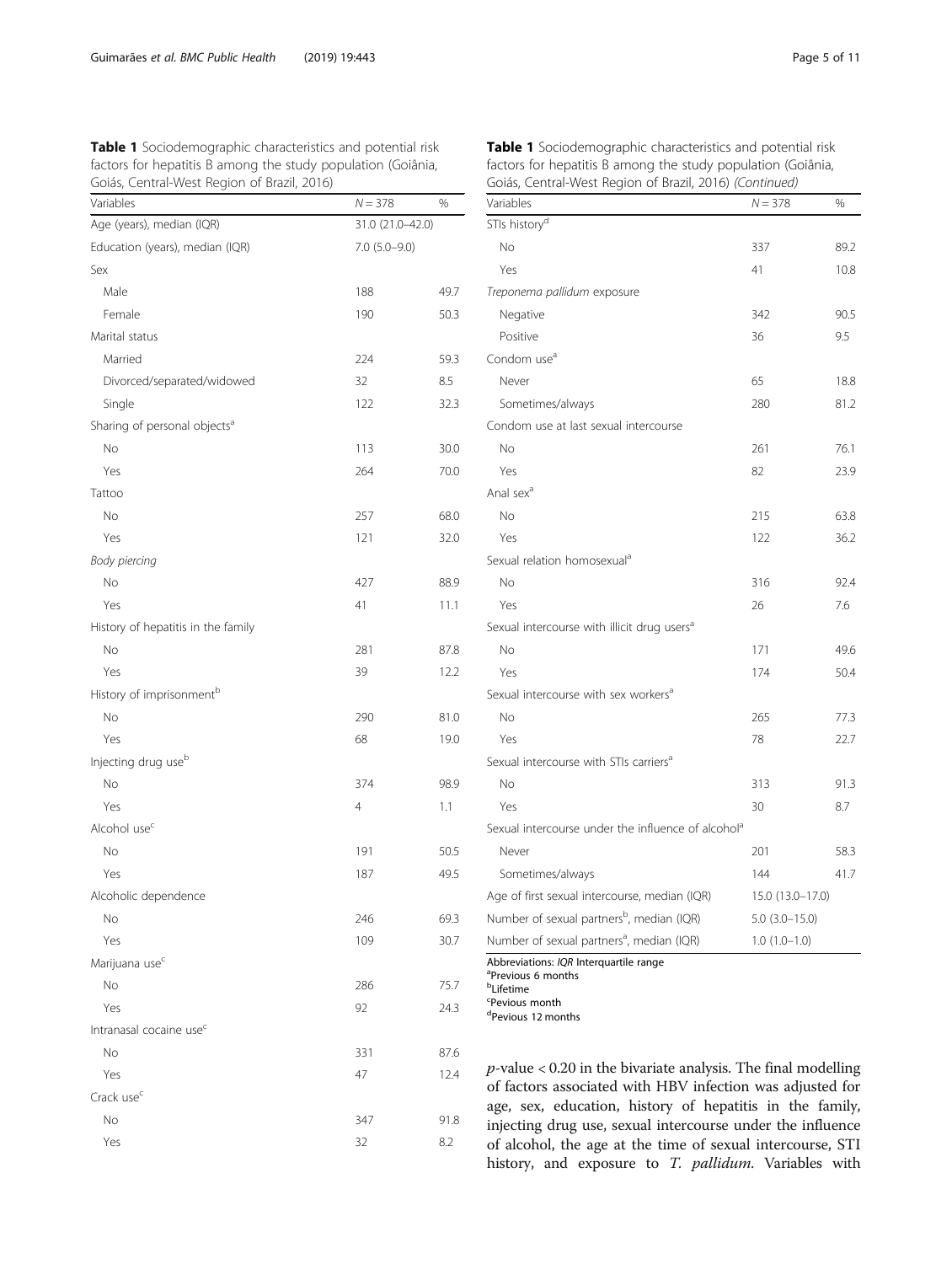**Table 1** Sociodemographic characteristics and potential risk factors for hepatitis B among the study population (Goiânia, Goiás, Central-West Region of Brazil, 2016)

| Variables | $N = 378$ | % |
|---|---|---|
| Age (years), median (IQR) | 31.0 (21.0–42.0) | |
| Education (years), median (IQR) | 7.0 (5.0–9.0) | |
| Sex | | |
| Male | 188 | 49.7 |
| Female | 190 | 50.3 |
| Marital status | | |
| Married | 224 | 59.3 |
| Divorced/separated/widowed | 32 | 8.5 |
| Single | 122 | 32.3 |
| Sharing of personal objects[a] | | |
| No | 113 | 30.0 |
| Yes | 264 | 70.0 |
| Tattoo | | |
| No | 257 | 68.0 |
| Yes | 121 | 32.0 |
| *Body piercing* | | |
| No | 427 | 88.9 |
| Yes | 41 | 11.1 |
| History of hepatitis in the family | | |
| No | 281 | 87.8 |
| Yes | 39 | 12.2 |
| History of imprisonment[b] | | |
| No | 290 | 81.0 |
| Yes | 68 | 19.0 |
| Injecting drug use[b] | | |
| No | 374 | 98.9 |
| Yes | 4 | 1.1 |
| Alcohol use[c] | | |
| No | 191 | 50.5 |
| Yes | 187 | 49.5 |
| Alcoholic dependence | | |
| No | 246 | 69.3 |
| Yes | 109 | 30.7 |
| Marijuana use[c] | | |
| No | 286 | 75.7 |
| Yes | 92 | 24.3 |
| Intranasal cocaine use[c] | | |
| No | 331 | 87.6 |
| Yes | 47 | 12.4 |
| Crack use[c] | | |
| No | 347 | 91.8 |
| Yes | 32 | 8.2 |
| STIs history[d] | | |
| No | 337 | 89.2 |
| Yes | 41 | 10.8 |
| *Treponema pallidum* exposure | | |
| Negative | 342 | 90.5 |
| Positive | 36 | 9.5 |
| Condom use[a] | | |
| Never | 65 | 18.8 |
| Sometimes/always | 280 | 81.2 |
| Condom use at last sexual intercourse | | |
| No | 261 | 76.1 |
| Yes | 82 | 23.9 |
| Anal sex[a] | | |
| No | 215 | 63.8 |
| Yes | 122 | 36.2 |
| Sexual relation homosexual[a] | | |
| No | 316 | 92.4 |
| Yes | 26 | 7.6 |
| Sexual intercourse with illicit drug users[a] | | |
| No | 171 | 49.6 |
| Yes | 174 | 50.4 |
| Sexual intercourse with sex workers[a] | | |
| No | 265 | 77.3 |
| Yes | 78 | 22.7 |
| Sexual intercourse with STIs carriers[a] | | |
| No | 313 | 91.3 |
| Yes | 30 | 8.7 |
| Sexual intercourse under the influence of alcohol[a] | | |
| Never | 201 | 58.3 |
| Sometimes/always | 144 | 41.7 |
| Age of first sexual intercourse, median (IQR) | 15.0 (13.0–17.0) | |
| Number of sexual partners[b], median (IQR) | 5.0 (3.0–15.0) | |
| Number of sexual partners[a], median (IQR) | 1.0 (1.0–1.0) | |

Abbreviations: *IQR* Interquartile range
[a]Previous 6 months
[b]Lifetime
[c]Pevious month
[d]Pevious 12 months

*p*-value < 0.20 in the bivariate analysis. The final modelling of factors associated with HBV infection was adjusted for age, sex, education, history of hepatitis in the family, injecting drug use, sexual intercourse under the influence of alcohol, the age at the time of sexual intercourse, STI history, and exposure to *T. pallidum*. Variables with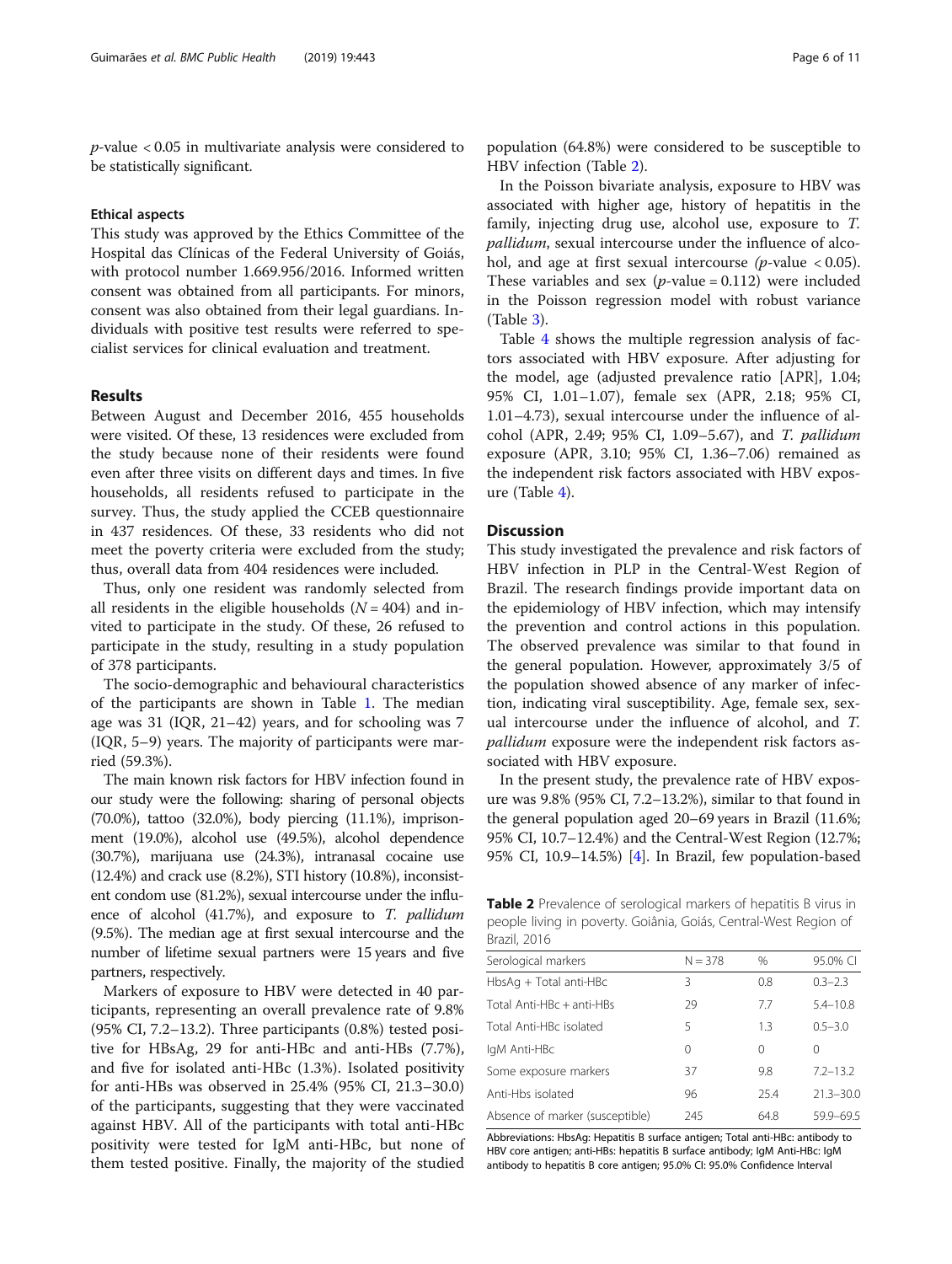$p$-value < 0.05 in multivariate analysis were considered to be statistically significant.

### Ethical aspects

This study was approved by the Ethics Committee of the Hospital das Clínicas of the Federal University of Goiás, with protocol number 1.669.956/2016. Informed written consent was obtained from all participants. For minors, consent was also obtained from their legal guardians. Individuals with positive test results were referred to specialist services for clinical evaluation and treatment.

## Results

Between August and December 2016, 455 households were visited. Of these, 13 residences were excluded from the study because none of their residents were found even after three visits on different days and times. In five households, all residents refused to participate in the survey. Thus, the study applied the CCEB questionnaire in 437 residences. Of these, 33 residents who did not meet the poverty criteria were excluded from the study; thus, overall data from 404 residences were included.

Thus, only one resident was randomly selected from all residents in the eligible households ($N = 404$) and invited to participate in the study. Of these, 26 refused to participate in the study, resulting in a study population of 378 participants.

The socio-demographic and behavioural characteristics of the participants are shown in Table 1. The median age was 31 (IQR, 21–42) years, and for schooling was 7 (IQR, 5–9) years. The majority of participants were married (59.3%).

The main known risk factors for HBV infection found in our study were the following: sharing of personal objects (70.0%), tattoo (32.0%), body piercing (11.1%), imprisonment (19.0%), alcohol use (49.5%), alcohol dependence (30.7%), marijuana use (24.3%), intranasal cocaine use (12.4%) and crack use (8.2%), STI history (10.8%), inconsistent condom use (81.2%), sexual intercourse under the influence of alcohol (41.7%), and exposure to *T. pallidum* (9.5%). The median age at first sexual intercourse and the number of lifetime sexual partners were 15 years and five partners, respectively.

Markers of exposure to HBV were detected in 40 participants, representing an overall prevalence rate of 9.8% (95% CI, 7.2–13.2). Three participants (0.8%) tested positive for HBsAg, 29 for anti-HBc and anti-HBs (7.7%), and five for isolated anti-HBc (1.3%). Isolated positivity for anti-HBs was observed in 25.4% (95% CI, 21.3–30.0) of the participants, suggesting that they were vaccinated against HBV. All of the participants with total anti-HBc positivity were tested for IgM anti-HBc, but none of them tested positive. Finally, the majority of the studied population (64.8%) were considered to be susceptible to HBV infection (Table 2).

In the Poisson bivariate analysis, exposure to HBV was associated with higher age, history of hepatitis in the family, injecting drug use, alcohol use, exposure to *T. pallidum*, sexual intercourse under the influence of alcohol, and age at first sexual intercourse ($p$-value < 0.05). These variables and sex ($p$-value = 0.112) were included in the Poisson regression model with robust variance (Table 3).

Table 4 shows the multiple regression analysis of factors associated with HBV exposure. After adjusting for the model, age (adjusted prevalence ratio [APR], 1.04; 95% CI, 1.01–1.07), female sex (APR, 2.18; 95% CI, 1.01–4.73), sexual intercourse under the influence of alcohol (APR, 2.49; 95% CI, 1.09–5.67), and *T. pallidum* exposure (APR, 3.10; 95% CI, 1.36–7.06) remained as the independent risk factors associated with HBV exposure (Table 4).

## Discussion

This study investigated the prevalence and risk factors of HBV infection in PLP in the Central-West Region of Brazil. The research findings provide important data on the epidemiology of HBV infection, which may intensify the prevention and control actions in this population. The observed prevalence was similar to that found in the general population. However, approximately 3/5 of the population showed absence of any marker of infection, indicating viral susceptibility. Age, female sex, sexual intercourse under the influence of alcohol, and *T. pallidum* exposure were the independent risk factors associated with HBV exposure.

In the present study, the prevalence rate of HBV exposure was 9.8% (95% CI, 7.2–13.2%), similar to that found in the general population aged 20–69 years in Brazil (11.6%; 95% CI, 10.7–12.4%) and the Central-West Region (12.7%; 95% CI, 10.9–14.5%) [4]. In Brazil, few population-based

**Table 2** Prevalence of serological markers of hepatitis B virus in people living in poverty. Goiânia, Goiás, Central-West Region of Brazil, 2016

| Serological markers | N = 378 | % | 95.0% CI |
|---|---|---|---|
| HbsAg + Total anti-HBc | 3 | 0.8 | 0.3–2.3 |
| Total Anti-HBc + anti-HBs | 29 | 7.7 | 5.4–10.8 |
| Total Anti-HBc isolated | 5 | 1.3 | 0.5–3.0 |
| IgM Anti-HBc | 0 | 0 | 0 |
| Some exposure markers | 37 | 9.8 | 7.2–13.2 |
| Anti-Hbs isolated | 96 | 25.4 | 21.3–30.0 |
| Absence of marker (susceptible) | 245 | 64.8 | 59.9–69.5 |

Abbreviations: HbsAg: Hepatitis B surface antigen; Total anti-HBc: antibody to HBV core antigen; anti-HBs: hepatitis B surface antibody; IgM Anti-HBc: IgM antibody to hepatitis B core antigen; 95.0% CI: 95.0% Confidence Interval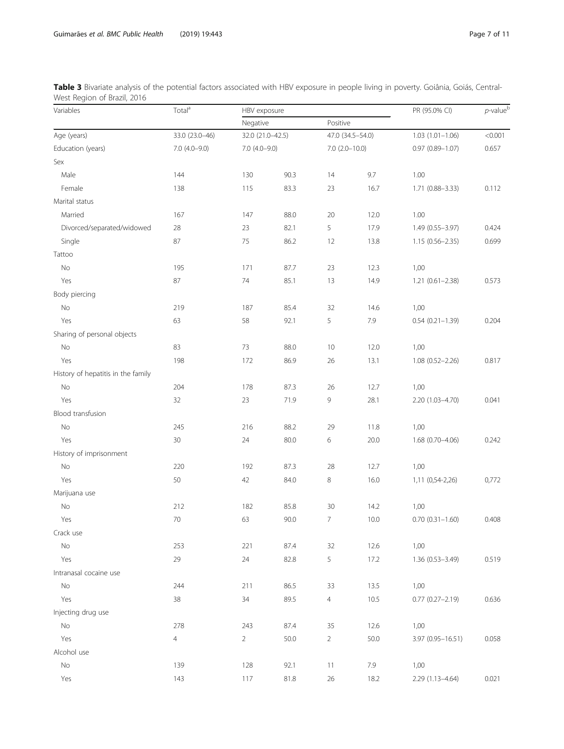**Table 3** Bivariate analysis of the potential factors associated with HBV exposure in people living in poverty. Goiânia, Goiás, Central-West Region of Brazil, 2016

| Variables | Total[a] | HBV exposure | | | | PR (95.0% CI) | p-value[b] |
|---|---|---|---|---|---|---|---|
| | | Negative | | Positive | | | |
| Age (years) | 33.0 (23.0–46) | 32.0 (21.0–42.5) | | 47.0 (34.5–54.0) | | 1.03 (1.01–1.06) | <0.001 |
| Education (years) | 7.0 (4.0–9.0) | 7.0 (4.0–9.0) | | 7.0 (2.0–10.0) | | 0.97 (0.89–1.07) | 0.657 |
| Sex | | | | | | | |
| Male | 144 | 130 | 90.3 | 14 | 9.7 | 1.00 | |
| Female | 138 | 115 | 83.3 | 23 | 16.7 | 1.71 (0.88–3.33) | 0.112 |
| Marital status | | | | | | | |
| Married | 167 | 147 | 88.0 | 20 | 12.0 | 1.00 | |
| Divorced/separated/widowed | 28 | 23 | 82.1 | 5 | 17.9 | 1.49 (0.55–3.97) | 0.424 |
| Single | 87 | 75 | 86.2 | 12 | 13.8 | 1.15 (0.56–2.35) | 0.699 |
| Tattoo | | | | | | | |
| No | 195 | 171 | 87.7 | 23 | 12.3 | 1,00 | |
| Yes | 87 | 74 | 85.1 | 13 | 14.9 | 1.21 (0.61–2.38) | 0.573 |
| Body piercing | | | | | | | |
| No | 219 | 187 | 85.4 | 32 | 14.6 | 1,00 | |
| Yes | 63 | 58 | 92.1 | 5 | 7.9 | 0.54 (0.21–1.39) | 0.204 |
| Sharing of personal objects | | | | | | | |
| No | 83 | 73 | 88.0 | 10 | 12.0 | 1,00 | |
| Yes | 198 | 172 | 86.9 | 26 | 13.1 | 1.08 (0.52–2.26) | 0.817 |
| History of hepatitis in the family | | | | | | | |
| No | 204 | 178 | 87.3 | 26 | 12.7 | 1,00 | |
| Yes | 32 | 23 | 71.9 | 9 | 28.1 | 2.20 (1.03–4.70) | 0.041 |
| Blood transfusion | | | | | | | |
| No | 245 | 216 | 88.2 | 29 | 11.8 | 1,00 | |
| Yes | 30 | 24 | 80.0 | 6 | 20.0 | 1.68 (0.70–4.06) | 0.242 |
| History of imprisonment | | | | | | | |
| No | 220 | 192 | 87.3 | 28 | 12.7 | 1,00 | |
| Yes | 50 | 42 | 84.0 | 8 | 16.0 | 1,11 (0,54-2,26) | 0,772 |
| Marijuana use | | | | | | | |
| No | 212 | 182 | 85.8 | 30 | 14.2 | 1,00 | |
| Yes | 70 | 63 | 90.0 | 7 | 10.0 | 0.70 (0.31–1.60) | 0.408 |
| Crack use | | | | | | | |
| No | 253 | 221 | 87.4 | 32 | 12.6 | 1,00 | |
| Yes | 29 | 24 | 82.8 | 5 | 17.2 | 1.36 (0.53–3.49) | 0.519 |
| Intranasal cocaine use | | | | | | | |
| No | 244 | 211 | 86.5 | 33 | 13.5 | 1,00 | |
| Yes | 38 | 34 | 89.5 | 4 | 10.5 | 0.77 (0.27–2.19) | 0.636 |
| Injecting drug use | | | | | | | |
| No | 278 | 243 | 87.4 | 35 | 12.6 | 1,00 | |
| Yes | 4 | 2 | 50.0 | 2 | 50.0 | 3.97 (0.95–16.51) | 0.058 |
| Alcohol use | | | | | | | |
| No | 139 | 128 | 92.1 | 11 | 7.9 | 1,00 | |
| Yes | 143 | 117 | 81.8 | 26 | 18.2 | 2.29 (1.13–4.64) | 0.021 |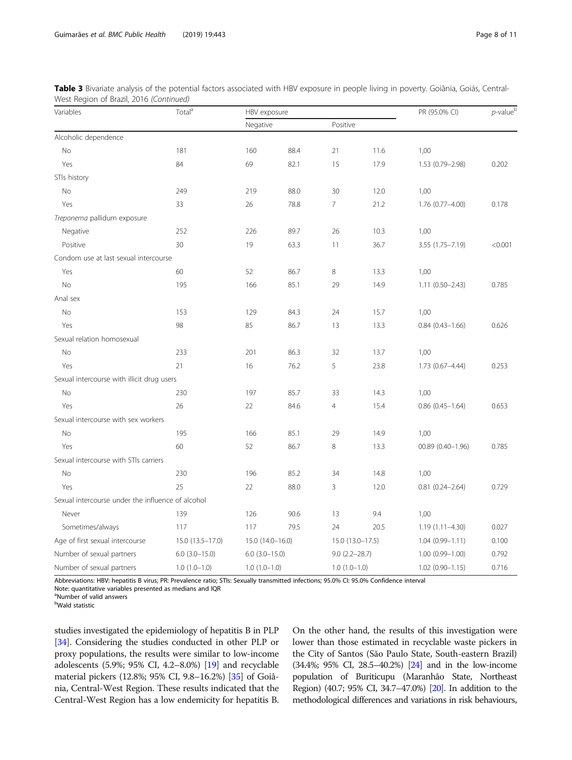**Table 3** Bivariate analysis of the potential factors associated with HBV exposure in people living in poverty. Goiânia, Goiás, Central-West Region of Brazil, 2016 *(Continued)*

| Variables | Total[a] | HBV exposure | | | | PR (95.0% CI) | *p*-value[b] |
|---|---|---|---|---|---|---|---|
| | | Negative | | Positive | | | |
| Alcoholic dependence | | | | | | | |
| No | 181 | 160 | 88.4 | 21 | 11.6 | 1,00 | |
| Yes | 84 | 69 | 82.1 | 15 | 17.9 | 1.53 (0.79–2.98) | 0.202 |
| STIs history | | | | | | | |
| No | 249 | 219 | 88.0 | 30 | 12.0 | 1,00 | |
| Yes | 33 | 26 | 78.8 | 7 | 21.2 | 1.76 (0.77–4.00) | 0.178 |
| *Treponema* pallidum exposure | | | | | | | |
| Negative | 252 | 226 | 89.7 | 26 | 10.3 | 1,00 | |
| Positive | 30 | 19 | 63.3 | 11 | 36.7 | 3.55 (1.75–7.19) | <0.001 |
| Condom use at last sexual intercourse | | | | | | | |
| Yes | 60 | 52 | 86.7 | 8 | 13.3 | 1,00 | |
| No | 195 | 166 | 85.1 | 29 | 14.9 | 1.11 (0.50–2.43) | 0.785 |
| Anal sex | | | | | | | |
| No | 153 | 129 | 84.3 | 24 | 15.7 | 1,00 | |
| Yes | 98 | 85 | 86.7 | 13 | 13.3 | 0.84 (0.43–1.66) | 0.626 |
| Sexual relation homosexual | | | | | | | |
| No | 233 | 201 | 86.3 | 32 | 13.7 | 1,00 | |
| Yes | 21 | 16 | 76.2 | 5 | 23.8 | 1.73 (0.67–4.44) | 0.253 |
| Sexual intercourse with illicit drug users | | | | | | | |
| No | 230 | 197 | 85.7 | 33 | 14.3 | 1,00 | |
| Yes | 26 | 22 | 84.6 | 4 | 15.4 | 0.86 (0.45–1.64) | 0.653 |
| Sexual intercourse with sex workers | | | | | | | |
| No | 195 | 166 | 85.1 | 29 | 14.9 | 1,00 | |
| Yes | 60 | 52 | 86.7 | 8 | 13.3 | 00.89 (0.40–1.96) | 0.785 |
| Sexual intercourse with STIs carriers | | | | | | | |
| No | 230 | 196 | 85.2 | 34 | 14.8 | 1,00 | |
| Yes | 25 | 22 | 88.0 | 3 | 12.0 | 0.81 (0.24–2.64) | 0.729 |
| Sexual intercourse under the influence of alcohol | | | | | | | |
| Never | 139 | 126 | 90.6 | 13 | 9.4 | 1,00 | |
| Sometimes/always | 117 | 117 | 79.5 | 24 | 20.5 | 1.19 (1.11–4.30) | 0.027 |
| Age of first sexual intercourse | 15.0 (13.5–17.0) | 15.0 (14.0–16.0) | | 15.0 (13.0–17.5) | | 1.04 (0.99–1.11) | 0.100 |
| Number of sexual partners | 6.0 (3.0–15.0) | 6.0 (3.0–15.0) | | 9.0 (2.2–28.7) | | 1.00 (0.99–1.00) | 0.792 |
| Number of sexual partners | 1.0 (1.0–1.0) | 1.0 (1.0–1.0) | | 1.0 (1.0–1.0) | | 1.02 (0.90–1.15) | 0.716 |

Abbreviations: HBV: hepatitis B virus; PR: Prevalence ratio; STIs: Sexually transmitted infections; 95.0% CI: 95.0% Confidence interval
Note: quantitative variables presented as medians and IQR
[a]Number of valid answers
[b]Wald statistic

studies investigated the epidemiology of hepatitis B in PLP [34]. Considering the studies conducted in other PLP or proxy populations, the results were similar to low-income adolescents (5.9%; 95% CI, 4.2–8.0%) [19] and recyclable material pickers (12.8%; 95% CI, 9.8–16.2%) [35] of Goiânia, Central-West Region. These results indicated that the Central-West Region has a low endemicity for hepatitis B. On the other hand, the results of this investigation were lower than those estimated in recyclable waste pickers in the City of Santos (São Paulo State, South-eastern Brazil) (34.4%; 95% CI, 28.5–40.2%) [24] and in the low-income population of Buriticupu (Maranhão State, Northeast Region) (40.7; 95% CI, 34.7–47.0%) [20]. In addition to the methodological differences and variations in risk behaviours,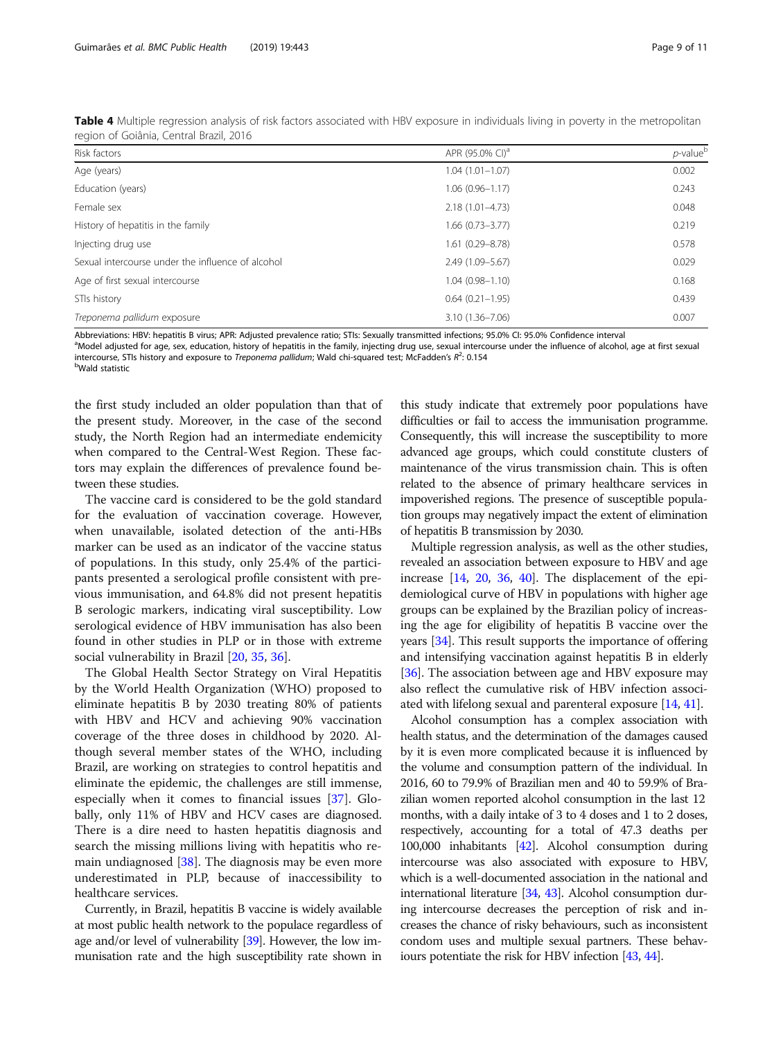**Table 4** Multiple regression analysis of risk factors associated with HBV exposure in individuals living in poverty in the metropolitan region of Goiânia, Central Brazil, 2016

| Risk factors | APR (95.0% CI)[a] | *p*-value[b] |
|---|---|---|
| Age (years) | 1.04 (1.01–1.07) | 0.002 |
| Education (years) | 1.06 (0.96–1.17) | 0.243 |
| Female sex | 2.18 (1.01–4.73) | 0.048 |
| History of hepatitis in the family | 1.66 (0.73–3.77) | 0.219 |
| Injecting drug use | 1.61 (0.29–8.78) | 0.578 |
| Sexual intercourse under the influence of alcohol | 2.49 (1.09–5.67) | 0.029 |
| Age of first sexual intercourse | 1.04 (0.98–1.10) | 0.168 |
| STIs history | 0.64 (0.21–1.95) | 0.439 |
| *Treponema pallidum* exposure | 3.10 (1.36–7.06) | 0.007 |

Abbreviations: HBV: hepatitis B virus; APR: Adjusted prevalence ratio; STIs: Sexually transmitted infections; 95.0% CI: 95.0% Confidence interval
[a]Model adjusted for age, sex, education, history of hepatitis in the family, injecting drug use, sexual intercourse under the influence of alcohol, age at first sexual intercourse, STIs history and exposure to *Treponema pallidum*; Wald chi-squared test; McFadden's $R^2$: 0.154
[b]Wald statistic

the first study included an older population than that of the present study. Moreover, in the case of the second study, the North Region had an intermediate endemicity when compared to the Central-West Region. These factors may explain the differences of prevalence found between these studies.

The vaccine card is considered to be the gold standard for the evaluation of vaccination coverage. However, when unavailable, isolated detection of the anti-HBs marker can be used as an indicator of the vaccine status of populations. In this study, only 25.4% of the participants presented a serological profile consistent with previous immunisation, and 64.8% did not present hepatitis B serologic markers, indicating viral susceptibility. Low serological evidence of HBV immunisation has also been found in other studies in PLP or in those with extreme social vulnerability in Brazil [20, 35, 36].

The Global Health Sector Strategy on Viral Hepatitis by the World Health Organization (WHO) proposed to eliminate hepatitis B by 2030 treating 80% of patients with HBV and HCV and achieving 90% vaccination coverage of the three doses in childhood by 2020. Although several member states of the WHO, including Brazil, are working on strategies to control hepatitis and eliminate the epidemic, the challenges are still immense, especially when it comes to financial issues [37]. Globally, only 11% of HBV and HCV cases are diagnosed. There is a dire need to hasten hepatitis diagnosis and search the missing millions living with hepatitis who remain undiagnosed [38]. The diagnosis may be even more underestimated in PLP, because of inaccessibility to healthcare services.

Currently, in Brazil, hepatitis B vaccine is widely available at most public health network to the populace regardless of age and/or level of vulnerability [39]. However, the low immunisation rate and the high susceptibility rate shown in this study indicate that extremely poor populations have difficulties or fail to access the immunisation programme. Consequently, this will increase the susceptibility to more advanced age groups, which could constitute clusters of maintenance of the virus transmission chain. This is often related to the absence of primary healthcare services in impoverished regions. The presence of susceptible population groups may negatively impact the extent of elimination of hepatitis B transmission by 2030.

Multiple regression analysis, as well as the other studies, revealed an association between exposure to HBV and age increase [14, 20, 36, 40]. The displacement of the epidemiological curve of HBV in populations with higher age groups can be explained by the Brazilian policy of increasing the age for eligibility of hepatitis B vaccine over the years [34]. This result supports the importance of offering and intensifying vaccination against hepatitis B in elderly [36]. The association between age and HBV exposure may also reflect the cumulative risk of HBV infection associated with lifelong sexual and parenteral exposure [14, 41].

Alcohol consumption has a complex association with health status, and the determination of the damages caused by it is even more complicated because it is influenced by the volume and consumption pattern of the individual. In 2016, 60 to 79.9% of Brazilian men and 40 to 59.9% of Brazilian women reported alcohol consumption in the last 12 months, with a daily intake of 3 to 4 doses and 1 to 2 doses, respectively, accounting for a total of 47.3 deaths per 100,000 inhabitants [42]. Alcohol consumption during intercourse was also associated with exposure to HBV, which is a well-documented association in the national and international literature [34, 43]. Alcohol consumption during intercourse decreases the perception of risk and increases the chance of risky behaviours, such as inconsistent condom uses and multiple sexual partners. These behaviours potentiate the risk for HBV infection [43, 44].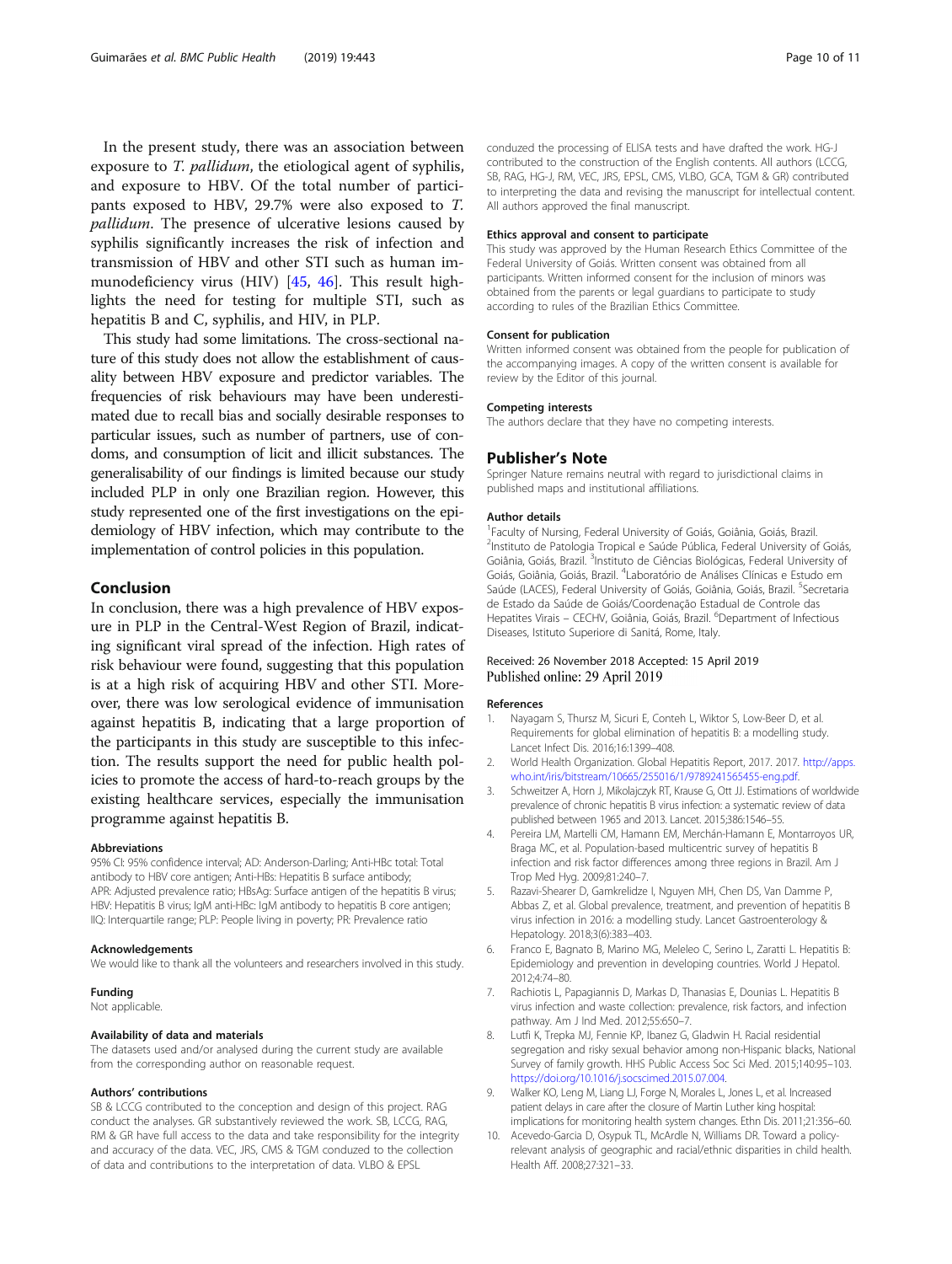In the present study, there was an association between exposure to *T. pallidum*, the etiological agent of syphilis, and exposure to HBV. Of the total number of participants exposed to HBV, 29.7% were also exposed to *T. pallidum*. The presence of ulcerative lesions caused by syphilis significantly increases the risk of infection and transmission of HBV and other STI such as human immunodeficiency virus (HIV) [45, 46]. This result highlights the need for testing for multiple STI, such as hepatitis B and C, syphilis, and HIV, in PLP.

This study had some limitations. The cross-sectional nature of this study does not allow the establishment of causality between HBV exposure and predictor variables. The frequencies of risk behaviours may have been underestimated due to recall bias and socially desirable responses to particular issues, such as number of partners, use of condoms, and consumption of licit and illicit substances. The generalisability of our findings is limited because our study included PLP in only one Brazilian region. However, this study represented one of the first investigations on the epidemiology of HBV infection, which may contribute to the implementation of control policies in this population.

## Conclusion

In conclusion, there was a high prevalence of HBV exposure in PLP in the Central-West Region of Brazil, indicating significant viral spread of the infection. High rates of risk behaviour were found, suggesting that this population is at a high risk of acquiring HBV and other STI. Moreover, there was low serological evidence of immunisation against hepatitis B, indicating that a large proportion of the participants in this study are susceptible to this infection. The results support the need for public health policies to promote the access of hard-to-reach groups by the existing healthcare services, especially the immunisation programme against hepatitis B.

#### Abbreviations

95% CI: 95% confidence interval; AD: Anderson-Darling; Anti-HBc total: Total antibody to HBV core antigen; Anti-HBs: Hepatitis B surface antibody; APR: Adjusted prevalence ratio; HBsAg: Surface antigen of the hepatitis B virus; HBV: Hepatitis B virus; IgM anti-HBc: IgM antibody to hepatitis B core antigen; IIQ: Interquartile range; PLP: People living in poverty; PR: Prevalence ratio

#### Acknowledgements

We would like to thank all the volunteers and researchers involved in this study.

#### Funding

Not applicable.

#### Availability of data and materials

The datasets used and/or analysed during the current study are available from the corresponding author on reasonable request.

#### Authors' contributions

SB & LCCG contributed to the conception and design of this project. RAG conduct the analyses. GR substantively reviewed the work. SB, LCCG, RAG, RM & GR have full access to the data and take responsibility for the integrity and accuracy of the data. VEC, JRS, CMS & TGM conduzed to the collection of data and contributions to the interpretation of data. VLBO & EPSL conduzed the processing of ELISA tests and have drafted the work. HG-J contributed to the construction of the English contents. All authors (LCCG, SB, RAG, HG-J, RM, VEC, JRS, EPSL, CMS, VLBO, GCA, TGM & GR) contributed to interpreting the data and revising the manuscript for intellectual content. All authors approved the final manuscript.

#### Ethics approval and consent to participate

This study was approved by the Human Research Ethics Committee of the Federal University of Goiás. Written consent was obtained from all participants. Written informed consent for the inclusion of minors was obtained from the parents or legal guardians to participate to study according to rules of the Brazilian Ethics Committee.

#### Consent for publication

Written informed consent was obtained from the people for publication of the accompanying images. A copy of the written consent is available for review by the Editor of this journal.

#### Competing interests

The authors declare that they have no competing interests.

## Publisher's Note

Springer Nature remains neutral with regard to jurisdictional claims in published maps and institutional affiliations.

#### Author details

[1]Faculty of Nursing, Federal University of Goiás, Goiânia, Goiás, Brazil. [2]Instituto de Patologia Tropical e Saúde Pública, Federal University of Goiás, Goiânia, Goiás, Brazil. [3]Instituto de Ciências Biológicas, Federal University of Goiás, Goiânia, Goiás, Brazil. [4]Laboratório de Análises Clínicas e Estudo em Saúde (LACES), Federal University of Goiás, Goiânia, Goiás, Brazil. [5]Secretaria de Estado da Saúde de Goiás/Coordenação Estadual de Controle das Hepatites Virais – CECHV, Goiânia, Goiás, Brazil. [6]Department of Infectious Diseases, Istituto Superiore di Sanitá, Rome, Italy.

Received: 26 November 2018 Accepted: 15 April 2019
Published online: 29 April 2019

#### References

1. Nayagam S, Thursz M, Sicuri E, Conteh L, Wiktor S, Low-Beer D, et al. Requirements for global elimination of hepatitis B: a modelling study. Lancet Infect Dis. 2016;16:1399–408.
2. World Health Organization. Global Hepatitis Report, 2017. 2017. http://apps.who.int/iris/bitstream/10665/255016/1/9789241565455-eng.pdf.
3. Schweitzer A, Horn J, Mikolajczyk RT, Krause G, Ott JJ. Estimations of worldwide prevalence of chronic hepatitis B virus infection: a systematic review of data published between 1965 and 2013. Lancet. 2015;386:1546–55.
4. Pereira LM, Martelli CM, Hamann EM, Merchán-Hamann E, Montarroyos UR, Braga MC, et al. Population-based multicentric survey of hepatitis B infection and risk factor differences among three regions in Brazil. Am J Trop Med Hyg. 2009;81:240–7.
5. Razavi-Shearer D, Gamkrelidze I, Nguyen MH, Chen DS, Van Damme P, Abbas Z, et al. Global prevalence, treatment, and prevention of hepatitis B virus infection in 2016: a modelling study. Lancet Gastroenterology & Hepatology. 2018;3(6):383–403.
6. Franco E, Bagnato B, Marino MG, Meleleo C, Serino L, Zaratti L. Hepatitis B: Epidemiology and prevention in developing countries. World J Hepatol. 2012;4:74–80.
7. Rachiotis L, Papagiannis D, Markas D, Thanasias E, Dounias L. Hepatitis B virus infection and waste collection: prevalence, risk factors, and infection pathway. Am J Ind Med. 2012;55:650–7.
8. Lutfi K, Trepka MJ, Fennie KP, Ibanez G, Gladwin H. Racial residential segregation and risky sexual behavior among non-Hispanic blacks, National Survey of family growth. HHS Public Access Soc Sci Med. 2015;140:95–103. https://doi.org/10.1016/j.socscimed.2015.07.004.
9. Walker KO, Leng M, Liang LJ, Forge N, Morales L, Jones L, et al. Increased patient delays in care after the closure of Martin Luther king hospital: implications for monitoring health system changes. Ethn Dis. 2011;21:356–60.
10. Acevedo-Garcia D, Osypuk TL, McArdle N, Williams DR. Toward a policy-relevant analysis of geographic and racial/ethnic disparities in child health. Health Aff. 2008;27:321–33.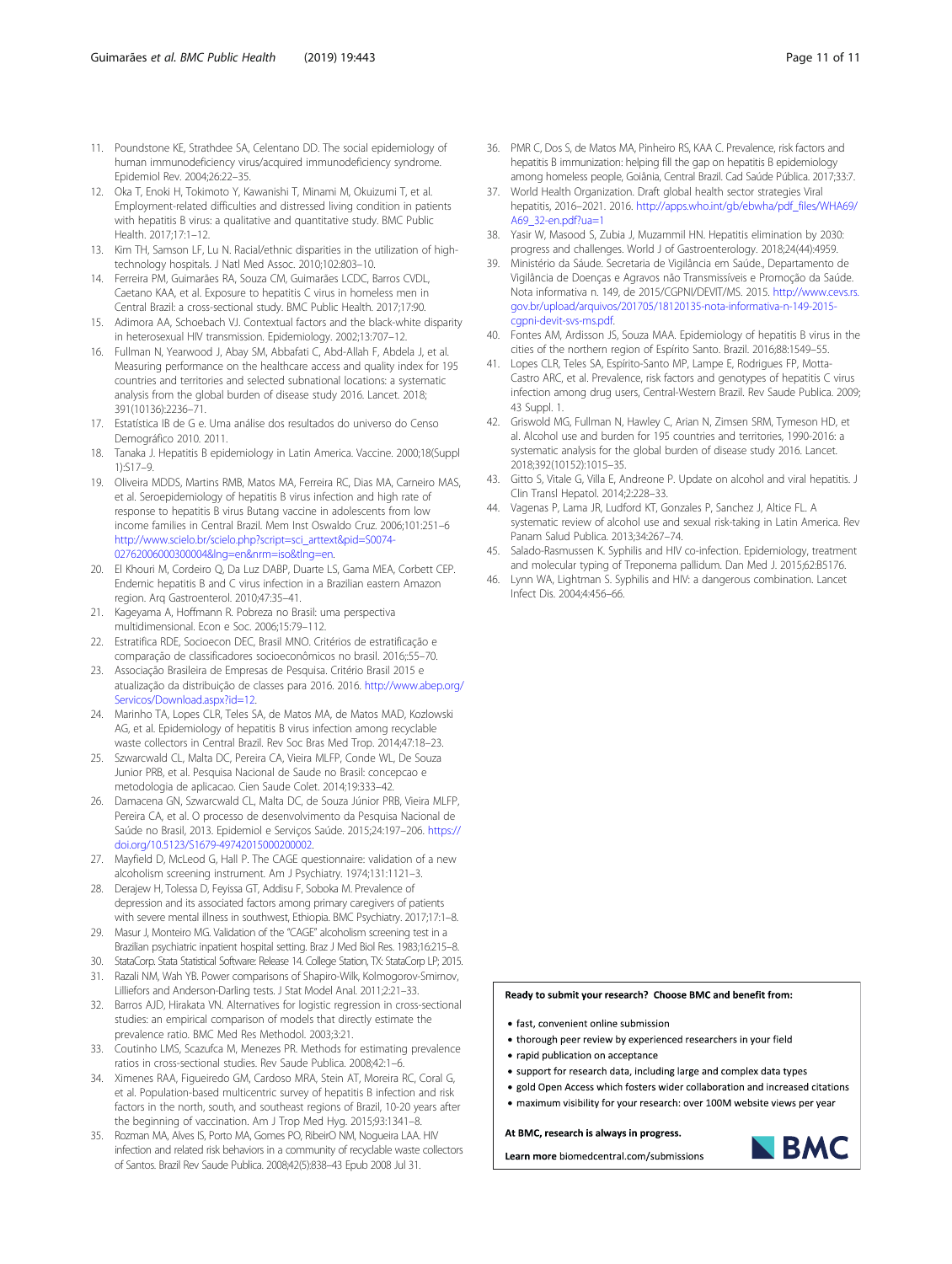11. Poundstone KE, Strathdee SA, Celentano DD. The social epidemiology of human immunodeficiency virus/acquired immunodeficiency syndrome. Epidemiol Rev. 2004;26:22–35.
12. Oka T, Enoki H, Tokimoto Y, Kawanishi T, Minami M, Okuizumi T, et al. Employment-related difficulties and distressed living condition in patients with hepatitis B virus: a qualitative and quantitative study. BMC Public Health. 2017;17:1–12.
13. Kim TH, Samson LF, Lu N. Racial/ethnic disparities in the utilization of high-technology hospitals. J Natl Med Assoc. 2010;102:803–10.
14. Ferreira PM, Guimarães RA, Souza CM, Guimarães LCDC, Barros CVDL, Caetano KAA, et al. Exposure to hepatitis C virus in homeless men in Central Brazil: a cross-sectional study. BMC Public Health. 2017;17:90.
15. Adimora AA, Schoebach VJ. Contextual factors and the black-white disparity in heterosexual HIV transmission. Epidemiology. 2002;13:707–12.
16. Fullman N, Yearwood J, Abay SM, Abbafati C, Abd-Allah F, Abdela J, et al. Measuring performance on the healthcare access and quality index for 195 countries and territories and selected subnational locations: a systematic analysis from the global burden of disease study 2016. Lancet. 2018; 391(10136):2236–71.
17. Estatística IB de G e. Uma análise dos resultados do universo do Censo Demográfico 2010. 2011.
18. Tanaka J. Hepatitis B epidemiology in Latin America. Vaccine. 2000;18(Suppl 1):S17–9.
19. Oliveira MDDS, Martins RMB, Matos MA, Ferreira RC, Dias MA, Carneiro MAS, et al. Seroepidemiology of hepatitis B virus infection and high rate of response to hepatitis B virus Butang vaccine in adolescents from low income families in Central Brazil. Mem Inst Oswaldo Cruz. 2006;101:251–6 http://www.scielo.br/scielo.php?script=sci_arttext&pid=S0074-02762006000300004&lng=en&nrm=iso&tlng=en.
20. El Khouri M, Cordeiro Q, Da Luz DABP, Duarte LS, Gama MEA, Corbett CEP. Endemic hepatitis B and C virus infection in a Brazilian eastern Amazon region. Arq Gastroenterol. 2010;47:35–41.
21. Kageyama A, Hoffmann R. Pobreza no Brasil: uma perspectiva multidimensional. Econ e Soc. 2006;15:79–112.
22. Estratifica RDE, Socioecon DEC, Brasil MNO. Critérios de estratificação e comparação de classificadores socioeconômicos no brasil. 2016;:55–70.
23. Associação Brasileira de Empresas de Pesquisa. Critério Brasil 2015 e atualização da distribuição de classes para 2016. 2016. http://www.abep.org/Servicos/Download.aspx?id=12.
24. Marinho TA, Lopes CLR, Teles SA, de Matos MA, de Matos MAD, Kozlowski AG, et al. Epidemiology of hepatitis B virus infection among recyclable waste collectors in Central Brazil. Rev Soc Bras Med Trop. 2014;47:18–23.
25. Szwarcwald CL, Malta DC, Pereira CA, Vieira MLFP, Conde WL, De Souza Junior PRB, et al. Pesquisa Nacional de Saude no Brasil: concepcao e metodologia de aplicacao. Cien Saude Colet. 2014;19:333–42.
26. Damacena GN, Szwarcwald CL, Malta DC, de Souza Júnior PRB, Vieira MLFP, Pereira CA, et al. O processo de desenvolvimento da Pesquisa Nacional de Saúde no Brasil, 2013. Epidemiol e Serviços Saúde. 2015;24:197–206. https://doi.org/10.5123/S1679-49742015000200002.
27. Mayfield D, McLeod G, Hall P. The CAGE questionnaire: validation of a new alcoholism screening instrument. Am J Psychiatry. 1974;131:1121–3.
28. Derajew H, Tolessa D, Feyissa GT, Addisu F, Soboka M. Prevalence of depression and its associated factors among primary caregivers of patients with severe mental illness in southwest, Ethiopia. BMC Psychiatry. 2017;17:1–8.
29. Masur J, Monteiro MG. Validation of the "CAGE" alcoholism screening test in a Brazilian psychiatric inpatient hospital setting. Braz J Med Biol Res. 1983;16:215–8.
30. StataCorp. Stata Statistical Software: Release 14. College Station, TX: StataCorp LP; 2015.
31. Razali NM, Wah YB. Power comparisons of Shapiro-Wilk, Kolmogorov-Smirnov, Lilliefors and Anderson-Darling tests. J Stat Model Anal. 2011;2:21–33.
32. Barros AJD, Hirakata VN. Alternatives for logistic regression in cross-sectional studies: an empirical comparison of models that directly estimate the prevalence ratio. BMC Med Res Methodol. 2003;3:21.
33. Coutinho LMS, Scazufca M, Menezes PR. Methods for estimating prevalence ratios in cross-sectional studies. Rev Saude Publica. 2008;42:1–6.
34. Ximenes RAA, Figueiredo GM, Cardoso MRA, Stein AT, Moreira RC, Coral G, et al. Population-based multicentric survey of hepatitis B infection and risk factors in the north, south, and southeast regions of Brazil, 10-20 years after the beginning of vaccination. Am J Trop Med Hyg. 2015;93:1341–8.
35. Rozman MA, Alves IS, Porto MA, Gomes PO, RibeirO NM, Nogueira LAA. HIV infection and related risk behaviors in a community of recyclable waste collectors of Santos. Brazil Rev Saude Publica. 2008;42(5):838–43 Epub 2008 Jul 31.
36. PMR C, Dos S, de Matos MA, Pinheiro RS, KAA C. Prevalence, risk factors and hepatitis B immunization: helping fill the gap on hepatitis B epidemiology among homeless people, Goiânia, Central Brazil. Cad Saúde Pública. 2017;33:7.
37. World Health Organization. Draft global health sector strategies Viral hepatitis, 2016–2021. 2016. http://apps.who.int/gb/ebwha/pdf_files/WHA69/A69_32-en.pdf?ua=1
38. Yasir W, Masood S, Zubia J, Muzammil HN. Hepatitis elimination by 2030: progress and challenges. World J of Gastroenterology. 2018;24(44):4959.
39. Ministério da Sáude. Secretaria de Vigilância em Saúde., Departamento de Vigilância de Doenças e Agravos não Transmissíveis e Promoção da Saúde. Nota informativa n. 149, de 2015/CGPNI/DEVIT/MS. 2015. http://www.cevs.rs.gov.br/upload/arquivos/201705/18120135-nota-informativa-n-149-2015-cgpni-devit-svs-ms.pdf.
40. Fontes AM, Ardisson JS, Souza MAA. Epidemiology of hepatitis B virus in the cities of the northern region of Espírito Santo. Brazil. 2016;88:1549–55.
41. Lopes CLR, Teles SA, Espírito-Santo MP, Lampe E, Rodrigues FP, Motta-Castro ARC, et al. Prevalence, risk factors and genotypes of hepatitis C virus infection among drug users, Central-Western Brazil. Rev Saude Publica. 2009; 43 Suppl. 1.
42. Griswold MG, Fullman N, Hawley C, Arian N, Zimsen SRM, Tymeson HD, et al. Alcohol use and burden for 195 countries and territories, 1990-2016: a systematic analysis for the global burden of disease study 2016. Lancet. 2018;392(10152):1015–35.
43. Gitto S, Vitale G, Villa E, Andreone P. Update on alcohol and viral hepatitis. J Clin Transl Hepatol. 2014;2:228–33.
44. Vagenas P, Lama JR, Ludford KT, Gonzales P, Sanchez J, Altice FL. A systematic review of alcohol use and sexual risk-taking in Latin America. Rev Panam Salud Publica. 2013;34:267–74.
45. Salado-Rasmussen K. Syphilis and HIV co-infection. Epidemiology, treatment and molecular typing of Treponema pallidum. Dan Med J. 2015;62:B5176.
46. Lynn WA, Lightman S. Syphilis and HIV: a dangerous combination. Lancet Infect Dis. 2004;4:456–66.